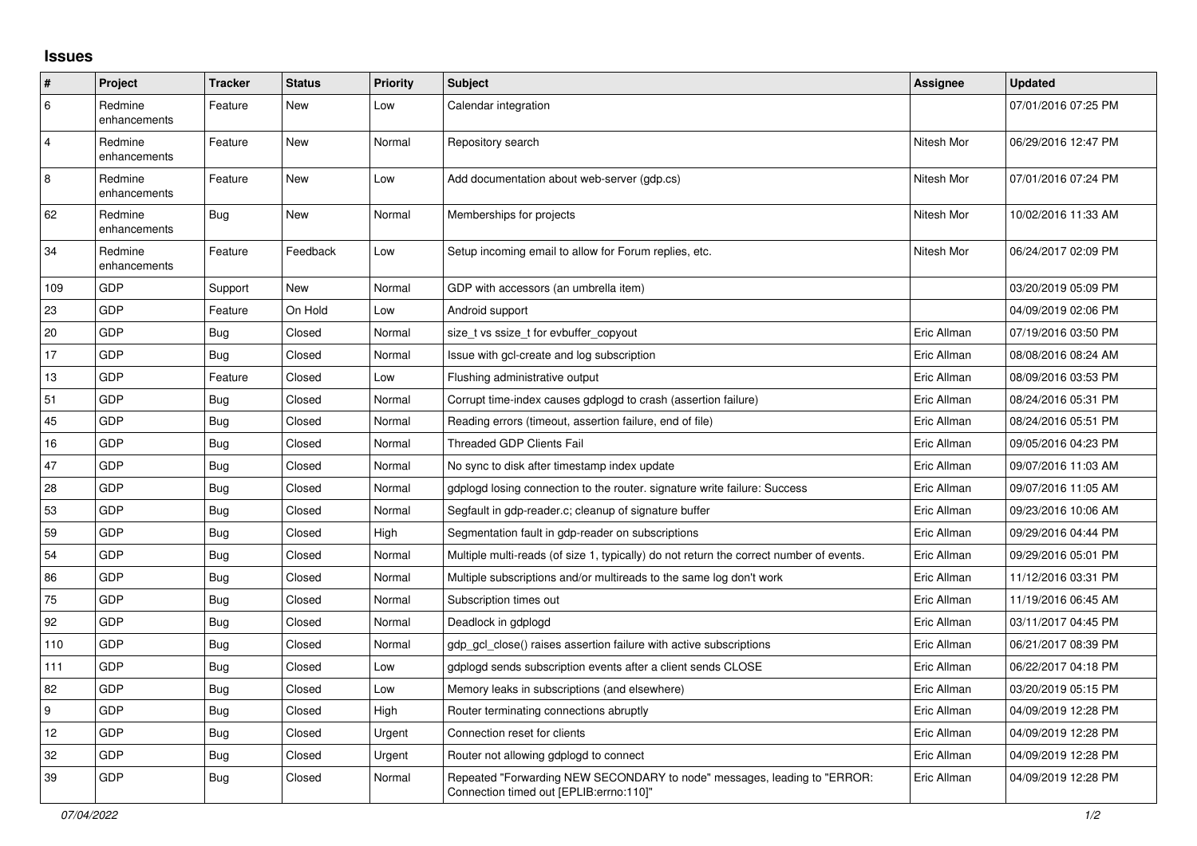# Issues

| # | Project | Tracker | Status | Priority | Subject | Assignee | Updated |
|---|---|---|---|---|---|---|---|
| 6 | Redmine enhancements | Feature | New | Low | Calendar integration | | 07/01/2016 07:25 PM |
| 4 | Redmine enhancements | Feature | New | Normal | Repository search | Nitesh Mor | 06/29/2016 12:47 PM |
| 8 | Redmine enhancements | Feature | New | Low | Add documentation about web-server (gdp.cs) | Nitesh Mor | 07/01/2016 07:24 PM |
| 62 | Redmine enhancements | Bug | New | Normal | Memberships for projects | Nitesh Mor | 10/02/2016 11:33 AM |
| 34 | Redmine enhancements | Feature | Feedback | Low | Setup incoming email to allow for Forum replies, etc. | Nitesh Mor | 06/24/2017 02:09 PM |
| 109 | GDP | Support | New | Normal | GDP with accessors (an umbrella item) | | 03/20/2019 05:09 PM |
| 23 | GDP | Feature | On Hold | Low | Android support | | 04/09/2019 02:06 PM |
| 20 | GDP | Bug | Closed | Normal | size_t vs ssize_t for evbuffer_copyout | Eric Allman | 07/19/2016 03:50 PM |
| 17 | GDP | Bug | Closed | Normal | Issue with gcl-create and log subscription | Eric Allman | 08/08/2016 08:24 AM |
| 13 | GDP | Feature | Closed | Low | Flushing administrative output | Eric Allman | 08/09/2016 03:53 PM |
| 51 | GDP | Bug | Closed | Normal | Corrupt time-index causes gdplogd to crash (assertion failure) | Eric Allman | 08/24/2016 05:31 PM |
| 45 | GDP | Bug | Closed | Normal | Reading errors (timeout, assertion failure, end of file) | Eric Allman | 08/24/2016 05:51 PM |
| 16 | GDP | Bug | Closed | Normal | Threaded GDP Clients Fail | Eric Allman | 09/05/2016 04:23 PM |
| 47 | GDP | Bug | Closed | Normal | No sync to disk after timestamp index update | Eric Allman | 09/07/2016 11:03 AM |
| 28 | GDP | Bug | Closed | Normal | gdplogd losing connection to the router. signature write failure: Success | Eric Allman | 09/07/2016 11:05 AM |
| 53 | GDP | Bug | Closed | Normal | Segfault in gdp-reader.c; cleanup of signature buffer | Eric Allman | 09/23/2016 10:06 AM |
| 59 | GDP | Bug | Closed | High | Segmentation fault in gdp-reader on subscriptions | Eric Allman | 09/29/2016 04:44 PM |
| 54 | GDP | Bug | Closed | Normal | Multiple multi-reads (of size 1, typically) do not return the correct number of events. | Eric Allman | 09/29/2016 05:01 PM |
| 86 | GDP | Bug | Closed | Normal | Multiple subscriptions and/or multireads to the same log don't work | Eric Allman | 11/12/2016 03:31 PM |
| 75 | GDP | Bug | Closed | Normal | Subscription times out | Eric Allman | 11/19/2016 06:45 AM |
| 92 | GDP | Bug | Closed | Normal | Deadlock in gdplogd | Eric Allman | 03/11/2017 04:45 PM |
| 110 | GDP | Bug | Closed | Normal | gdp_gcl_close() raises assertion failure with active subscriptions | Eric Allman | 06/21/2017 08:39 PM |
| 111 | GDP | Bug | Closed | Low | gdplogd sends subscription events after a client sends CLOSE | Eric Allman | 06/22/2017 04:18 PM |
| 82 | GDP | Bug | Closed | Low | Memory leaks in subscriptions (and elsewhere) | Eric Allman | 03/20/2019 05:15 PM |
| 9 | GDP | Bug | Closed | High | Router terminating connections abruptly | Eric Allman | 04/09/2019 12:28 PM |
| 12 | GDP | Bug | Closed | Urgent | Connection reset for clients | Eric Allman | 04/09/2019 12:28 PM |
| 32 | GDP | Bug | Closed | Urgent | Router not allowing gdplogd to connect | Eric Allman | 04/09/2019 12:28 PM |
| 39 | GDP | Bug | Closed | Normal | Repeated "Forwarding NEW SECONDARY to node" messages, leading to "ERROR: Connection timed out [EPLIB:errno:110]" | Eric Allman | 04/09/2019 12:28 PM |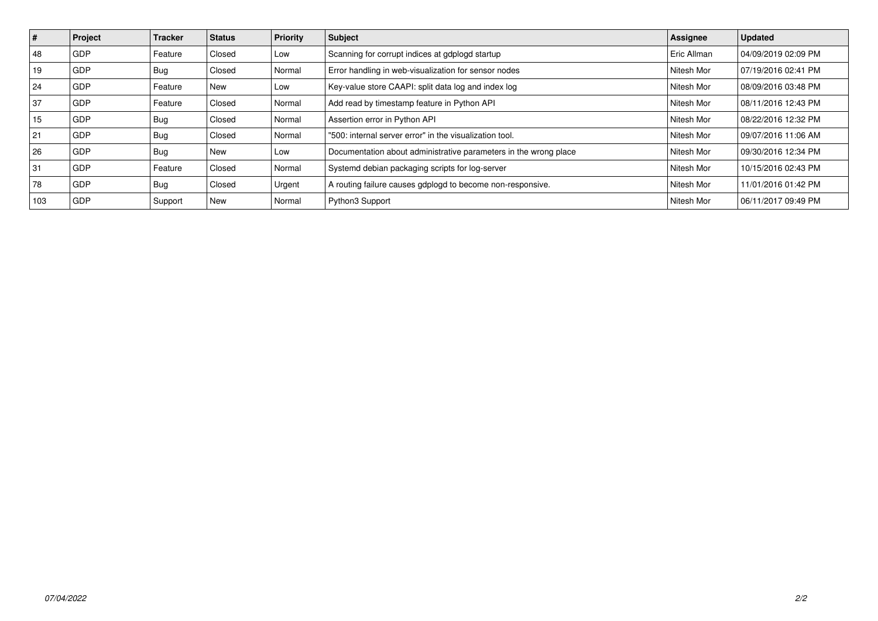| # | Project | Tracker | Status | Priority | Subject | Assignee | Updated |
|---|---|---|---|---|---|---|---|
| 48 | GDP | Feature | Closed | Low | Scanning for corrupt indices at gdplogd startup | Eric Allman | 04/09/2019 02:09 PM |
| 19 | GDP | Bug | Closed | Normal | Error handling in web-visualization for sensor nodes | Nitesh Mor | 07/19/2016 02:41 PM |
| 24 | GDP | Feature | New | Low | Key-value store CAAPI: split data log and index log | Nitesh Mor | 08/09/2016 03:48 PM |
| 37 | GDP | Feature | Closed | Normal | Add read by timestamp feature in Python API | Nitesh Mor | 08/11/2016 12:43 PM |
| 15 | GDP | Bug | Closed | Normal | Assertion error in Python API | Nitesh Mor | 08/22/2016 12:32 PM |
| 21 | GDP | Bug | Closed | Normal | "500: internal server error" in the visualization tool. | Nitesh Mor | 09/07/2016 11:06 AM |
| 26 | GDP | Bug | New | Low | Documentation about administrative parameters in the wrong place | Nitesh Mor | 09/30/2016 12:34 PM |
| 31 | GDP | Feature | Closed | Normal | Systemd debian packaging scripts for log-server | Nitesh Mor | 10/15/2016 02:43 PM |
| 78 | GDP | Bug | Closed | Urgent | A routing failure causes gdplogd to become non-responsive. | Nitesh Mor | 11/01/2016 01:42 PM |
| 103 | GDP | Support | New | Normal | Python3 Support | Nitesh Mor | 06/11/2017 09:49 PM |